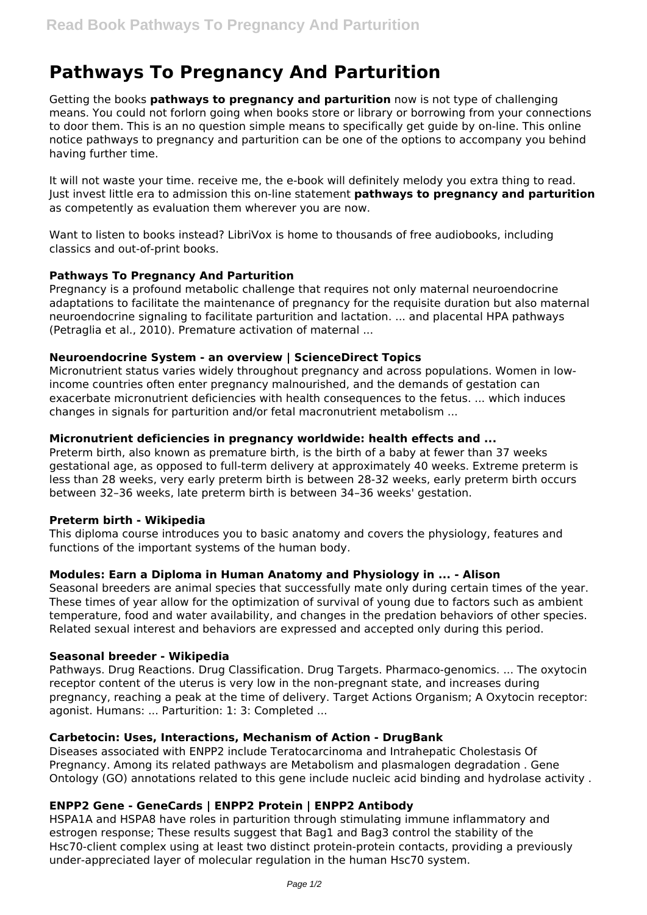# Pathways To Pregnancy And Parturition

Getting the books **pathways to pregnancy and parturition** now is not type of challenging means. You could not forlorn going when books store or library or borrowing from your connections to door them. This is an no question simple means to specifically get guide by on-line. This online notice pathways to pregnancy and parturition can be one of the options to accompany you behind having further time.

It will not waste your time. receive me, the e-book will definitely melody you extra thing to read. Just invest little era to admission this on-line statement **pathways to pregnancy and parturition** as competently as evaluation them wherever you are now.

Want to listen to books instead? LibriVox is home to thousands of free audiobooks, including classics and out-of-print books.

### Pathways To Pregnancy And Parturition

Pregnancy is a profound metabolic challenge that requires not only maternal neuroendocrine adaptations to facilitate the maintenance of pregnancy for the requisite duration but also maternal neuroendocrine signaling to facilitate parturition and lactation. ... and placental HPA pathways (Petraglia et al., 2010). Premature activation of maternal ...

### Neuroendocrine System - an overview | ScienceDirect Topics

Micronutrient status varies widely throughout pregnancy and across populations. Women in low-income countries often enter pregnancy malnourished, and the demands of gestation can exacerbate micronutrient deficiencies with health consequences to the fetus. ... which induces changes in signals for parturition and/or fetal macronutrient metabolism ...

### Micronutrient deficiencies in pregnancy worldwide: health effects and ...

Preterm birth, also known as premature birth, is the birth of a baby at fewer than 37 weeks gestational age, as opposed to full-term delivery at approximately 40 weeks. Extreme preterm is less than 28 weeks, very early preterm birth is between 28-32 weeks, early preterm birth occurs between 32–36 weeks, late preterm birth is between 34–36 weeks' gestation.

### Preterm birth - Wikipedia

This diploma course introduces you to basic anatomy and covers the physiology, features and functions of the important systems of the human body.

### Modules: Earn a Diploma in Human Anatomy and Physiology in ... - Alison

Seasonal breeders are animal species that successfully mate only during certain times of the year. These times of year allow for the optimization of survival of young due to factors such as ambient temperature, food and water availability, and changes in the predation behaviors of other species. Related sexual interest and behaviors are expressed and accepted only during this period.

### Seasonal breeder - Wikipedia

Pathways. Drug Reactions. Drug Classification. Drug Targets. Pharmaco-genomics. ... The oxytocin receptor content of the uterus is very low in the non-pregnant state, and increases during pregnancy, reaching a peak at the time of delivery. Target Actions Organism; A Oxytocin receptor: agonist. Humans: ... Parturition: 1: 3: Completed ...

### Carbetocin: Uses, Interactions, Mechanism of Action - DrugBank

Diseases associated with ENPP2 include Teratocarcinoma and Intrahepatic Cholestasis Of Pregnancy. Among its related pathways are Metabolism and plasmalogen degradation . Gene Ontology (GO) annotations related to this gene include nucleic acid binding and hydrolase activity .

### ENPP2 Gene - GeneCards | ENPP2 Protein | ENPP2 Antibody

HSPA1A and HSPA8 have roles in parturition through stimulating immune inflammatory and estrogen response; These results suggest that Bag1 and Bag3 control the stability of the Hsc70-client complex using at least two distinct protein-protein contacts, providing a previously under-appreciated layer of molecular regulation in the human Hsc70 system.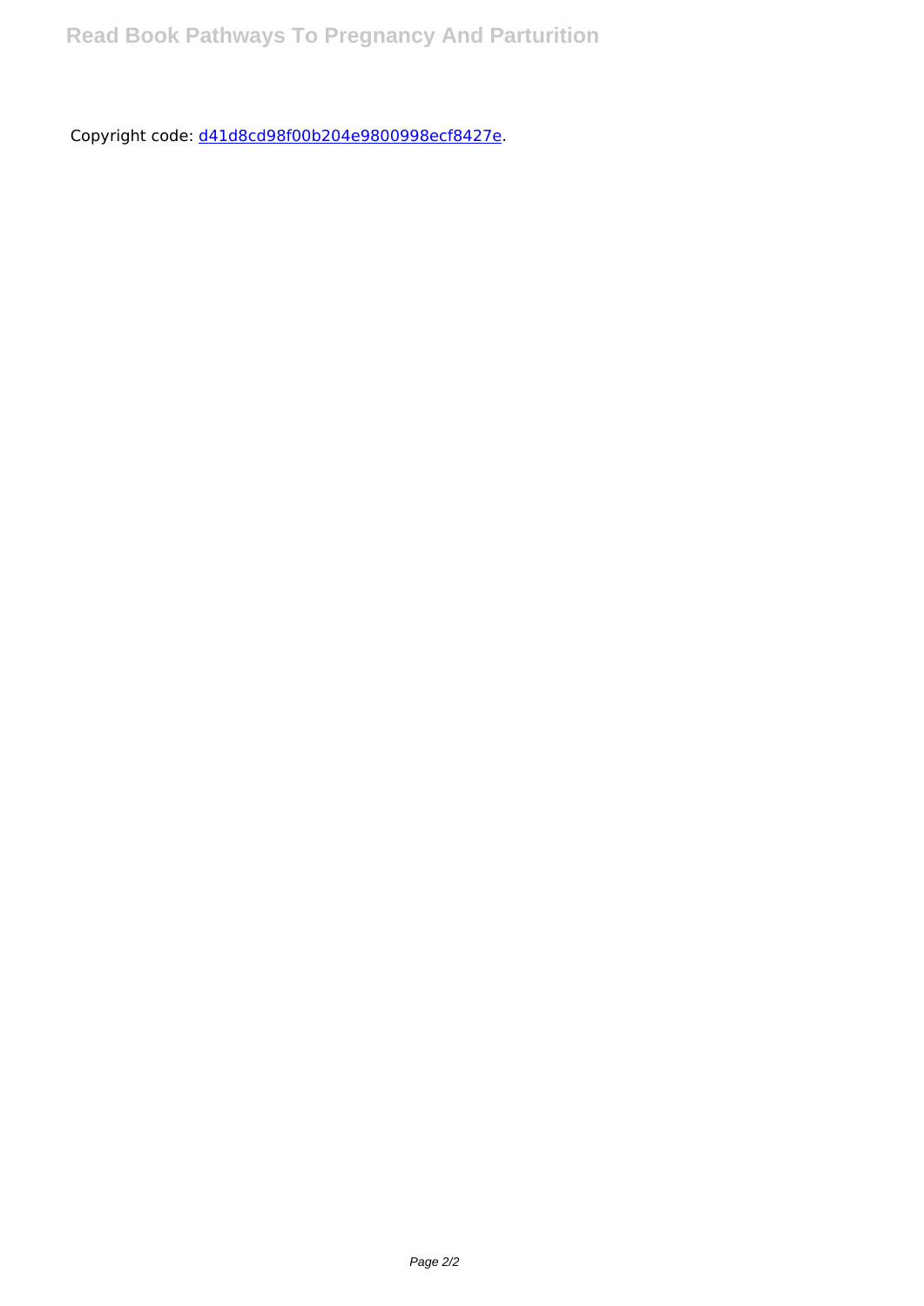Copyright code: [d41d8cd98f00b204e9800998ecf8427e](d41d8cd98f00b204e9800998ecf8427e).